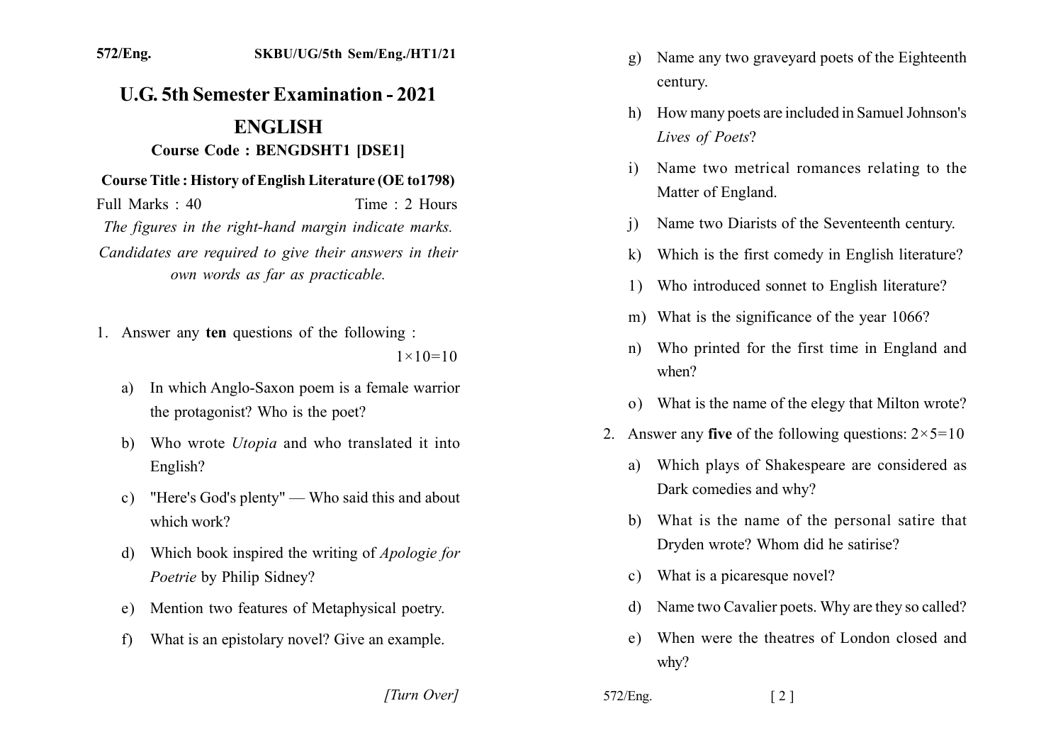572/Eng. SKBU/UG/5th Sem/Eng./HT1/21

# U.G. 5th Semester Examination - 2021

## ENGLISH

### Course Code : BENGDSHT1 [DSE1]

**Course Title : History of English Literature (OE to1798)**

Full Marks : 40 Time : 2 Hours

*The figures in the right-hand margin indicate marks.*

*Candidates are required to give their answers in their own words as far as practicable.*

1. Answer any **ten** questions of the following : 1×10=10

   a) In which Anglo-Saxon poem is a female warrior the protagonist? Who is the poet?

   b) Who wrote *Utopia* and who translated it into English?

   c) "Here's God's plenty" — Who said this and about which work?

   d) Which book inspired the writing of *Apologie for Poetrie* by Philip Sidney?

   e) Mention two features of Metaphysical poetry.

   f) What is an epistolary novel? Give an example.

   g) Name any two graveyard poets of the Eighteenth century.

   h) How many poets are included in Samuel Johnson's *Lives of Poets*?

   i) Name two metrical romances relating to the Matter of England.

   j) Name two Diarists of the Seventeenth century.

   k) Which is the first comedy in English literature?

   l) Who introduced sonnet to English literature?

   m) What is the significance of the year 1066?

   n) Who printed for the first time in England and when?

   o) What is the name of the elegy that Milton wrote?

2. Answer any **five** of the following questions: 2×5=10

   a) Which plays of Shakespeare are considered as Dark comedies and why?

   b) What is the name of the personal satire that Dryden wrote? Whom did he satirise?

   c) What is a picaresque novel?

   d) Name two Cavalier poets. Why are they so called?

   e) When were the theatres of London closed and why?

*[Turn Over]*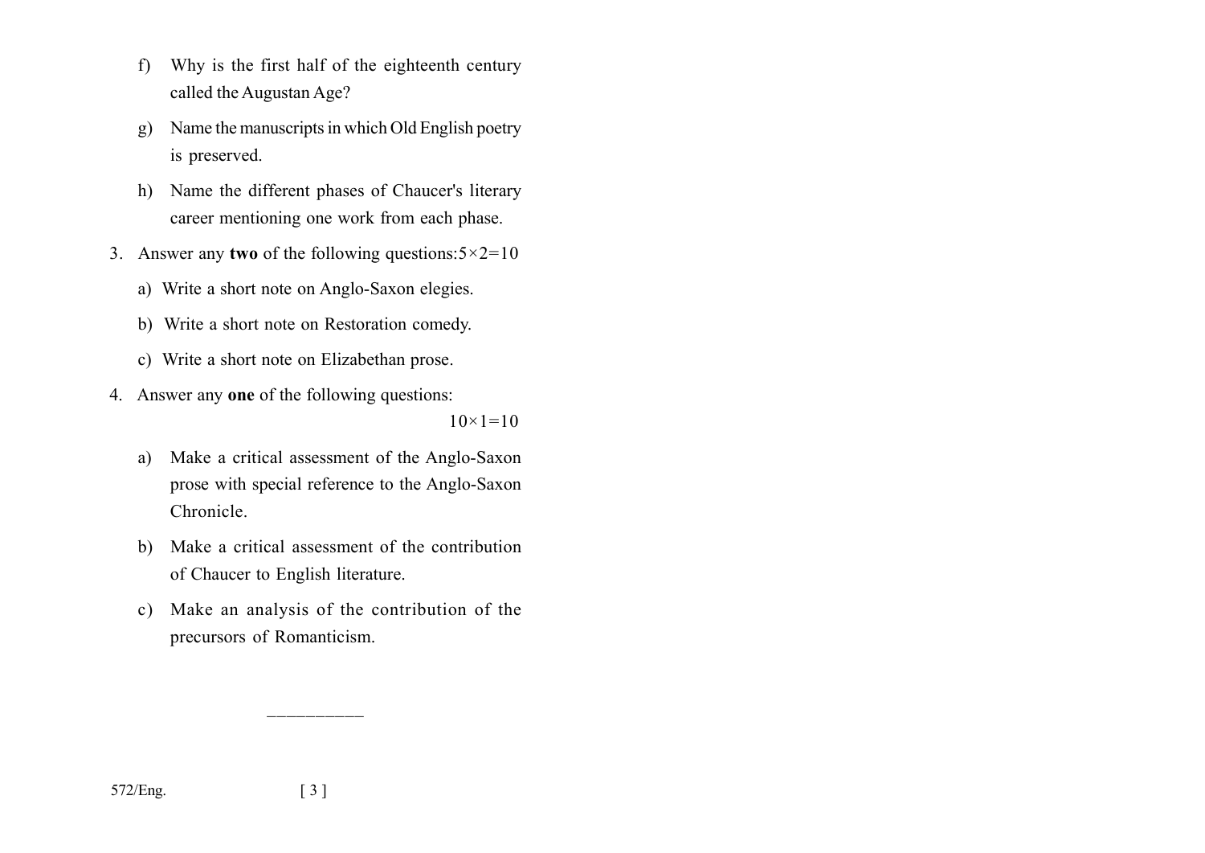f) Why is the first half of the eighteenth century called the Augustan Age?

g) Name the manuscripts in which Old English poetry is preserved.

h) Name the different phases of Chaucer's literary career mentioning one work from each phase.

3. Answer any **two** of the following questions: $5\times2=10$

   a) Write a short note on Anglo-Saxon elegies.

   b) Write a short note on Restoration comedy.

   c) Write a short note on Elizabethan prose.

4. Answer any **one** of the following questions: $10\times1=10$

   a) Make a critical assessment of the Anglo-Saxon prose with special reference to the Anglo-Saxon Chronicle.

   b) Make a critical assessment of the contribution of Chaucer to English literature.

   c) Make an analysis of the contribution of the precursors of Romanticism.

__________